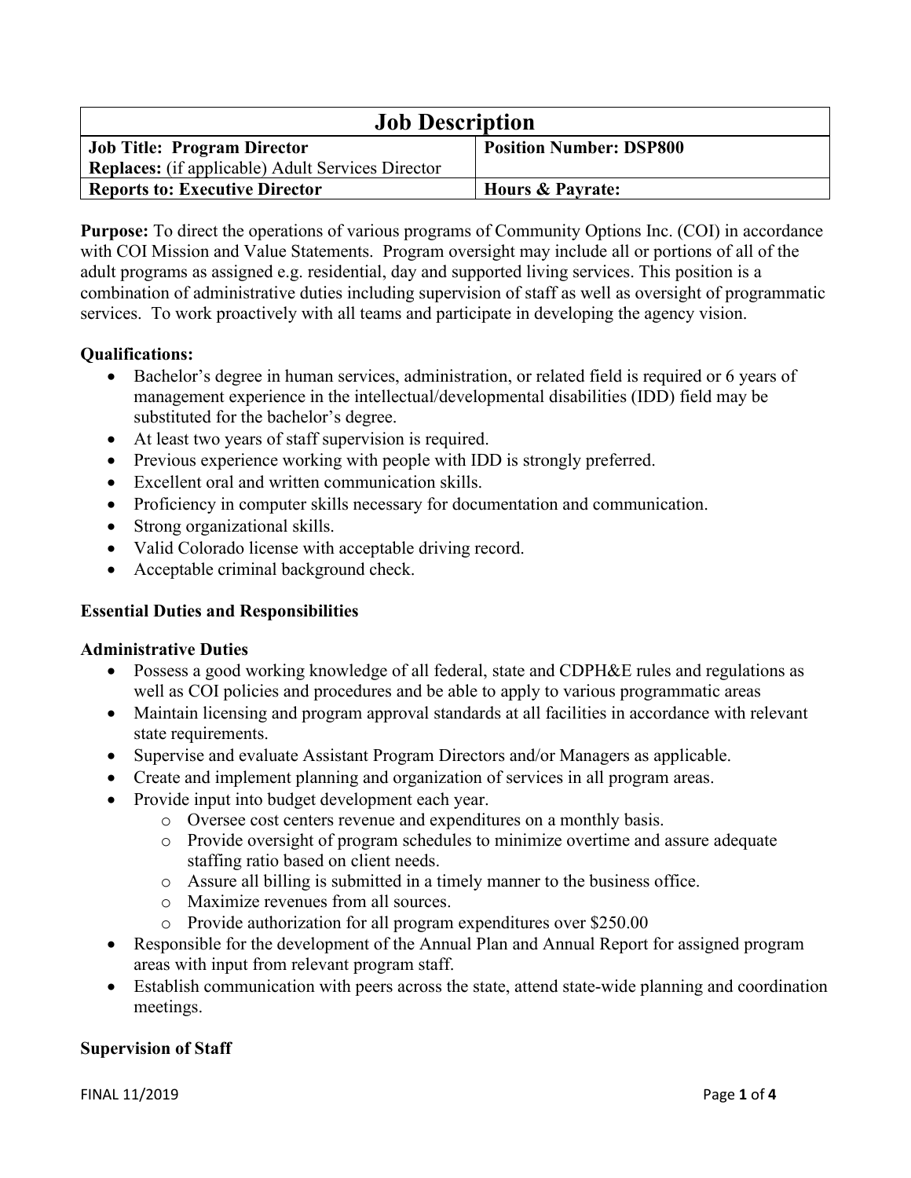| Job Description | |
|---|---|
| **Job Title: Program Director**<br>**Replaces:** (if applicable) Adult Services Director | **Position Number: DSP800** |
| **Reports to: Executive Director** | **Hours & Payrate:** |

**Purpose:** To direct the operations of various programs of Community Options Inc. (COI) in accordance with COI Mission and Value Statements. Program oversight may include all or portions of all of the adult programs as assigned e.g. residential, day and supported living services. This position is a combination of administrative duties including supervision of staff as well as oversight of programmatic services. To work proactively with all teams and participate in developing the agency vision.

**Qualifications:**

- Bachelor's degree in human services, administration, or related field is required or 6 years of management experience in the intellectual/developmental disabilities (IDD) field may be substituted for the bachelor's degree.
- At least two years of staff supervision is required.
- Previous experience working with people with IDD is strongly preferred.
- Excellent oral and written communication skills.
- Proficiency in computer skills necessary for documentation and communication.
- Strong organizational skills.
- Valid Colorado license with acceptable driving record.
- Acceptable criminal background check.

**Essential Duties and Responsibilities**

**Administrative Duties**

- Possess a good working knowledge of all federal, state and CDPH&E rules and regulations as well as COI policies and procedures and be able to apply to various programmatic areas
- Maintain licensing and program approval standards at all facilities in accordance with relevant state requirements.
- Supervise and evaluate Assistant Program Directors and/or Managers as applicable.
- Create and implement planning and organization of services in all program areas.
- Provide input into budget development each year.
  - Oversee cost centers revenue and expenditures on a monthly basis.
  - Provide oversight of program schedules to minimize overtime and assure adequate staffing ratio based on client needs.
  - Assure all billing is submitted in a timely manner to the business office.
  - Maximize revenues from all sources.
  - Provide authorization for all program expenditures over $250.00
- Responsible for the development of the Annual Plan and Annual Report for assigned program areas with input from relevant program staff.
- Establish communication with peers across the state, attend state-wide planning and coordination meetings.

**Supervision of Staff**

FINAL 11/2019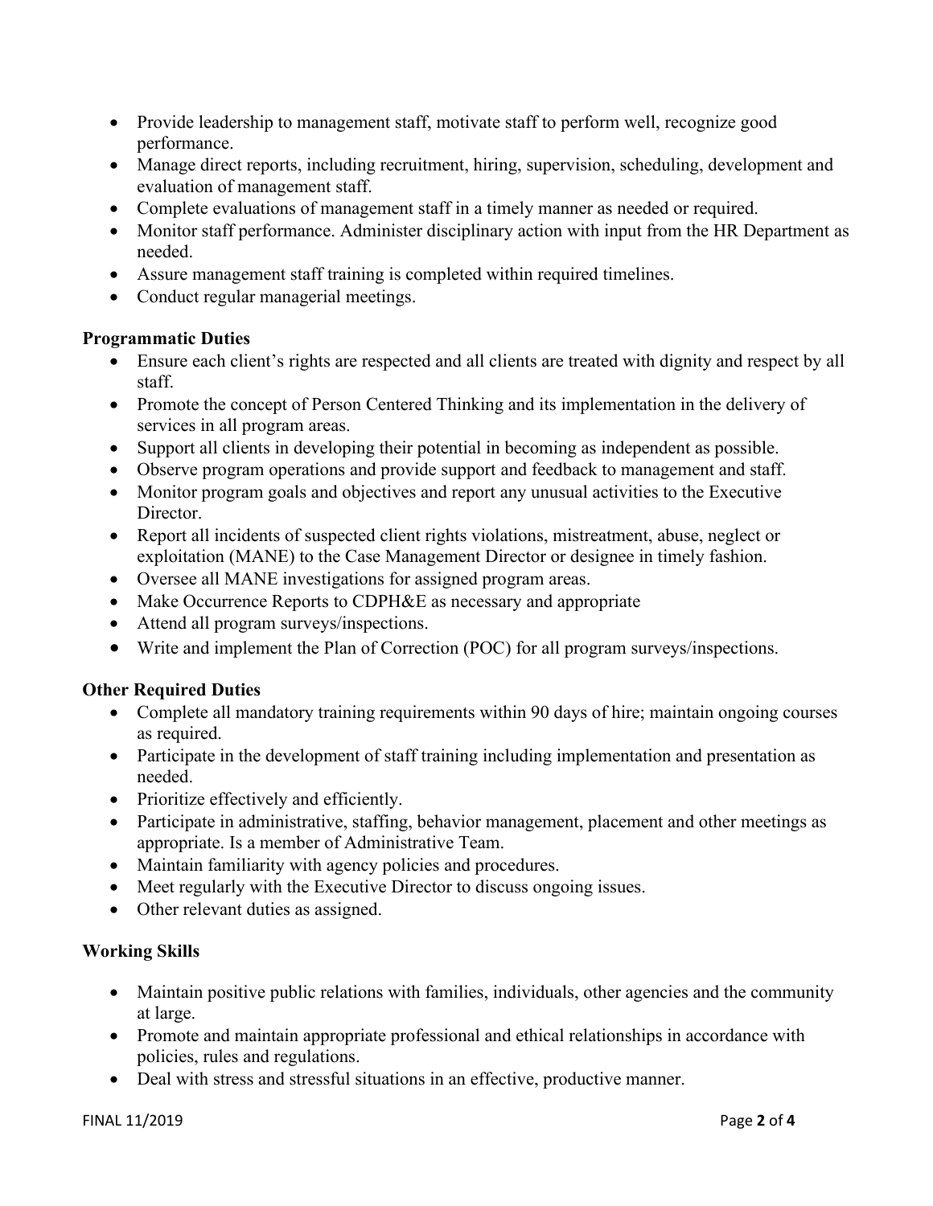- Provide leadership to management staff, motivate staff to perform well, recognize good performance.
- Manage direct reports, including recruitment, hiring, supervision, scheduling, development and evaluation of management staff.
- Complete evaluations of management staff in a timely manner as needed or required.
- Monitor staff performance. Administer disciplinary action with input from the HR Department as needed.
- Assure management staff training is completed within required timelines.
- Conduct regular managerial meetings.

**Programmatic Duties**

- Ensure each client's rights are respected and all clients are treated with dignity and respect by all staff.
- Promote the concept of Person Centered Thinking and its implementation in the delivery of services in all program areas.
- Support all clients in developing their potential in becoming as independent as possible.
- Observe program operations and provide support and feedback to management and staff.
- Monitor program goals and objectives and report any unusual activities to the Executive Director.
- Report all incidents of suspected client rights violations, mistreatment, abuse, neglect or exploitation (MANE) to the Case Management Director or designee in timely fashion.
- Oversee all MANE investigations for assigned program areas.
- Make Occurrence Reports to CDPH&E as necessary and appropriate
- Attend all program surveys/inspections.
- Write and implement the Plan of Correction (POC) for all program surveys/inspections.

**Other Required Duties**

- Complete all mandatory training requirements within 90 days of hire; maintain ongoing courses as required.
- Participate in the development of staff training including implementation and presentation as needed.
- Prioritize effectively and efficiently.
- Participate in administrative, staffing, behavior management, placement and other meetings as appropriate. Is a member of Administrative Team.
- Maintain familiarity with agency policies and procedures.
- Meet regularly with the Executive Director to discuss ongoing issues.
- Other relevant duties as assigned.

**Working Skills**

- Maintain positive public relations with families, individuals, other agencies and the community at large.
- Promote and maintain appropriate professional and ethical relationships in accordance with policies, rules and regulations.
- Deal with stress and stressful situations in an effective, productive manner.

FINAL 11/2019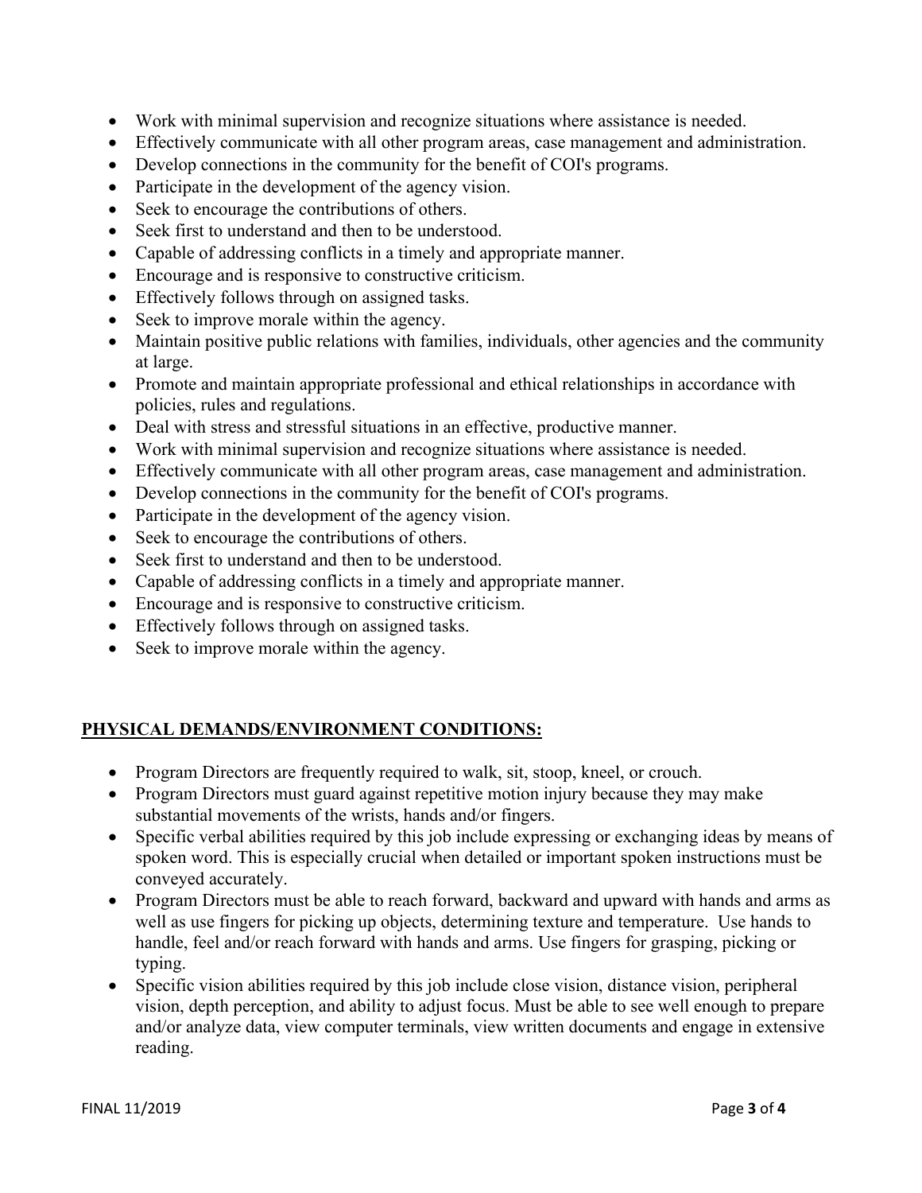- Work with minimal supervision and recognize situations where assistance is needed.
- Effectively communicate with all other program areas, case management and administration.
- Develop connections in the community for the benefit of COI's programs.
- Participate in the development of the agency vision.
- Seek to encourage the contributions of others.
- Seek first to understand and then to be understood.
- Capable of addressing conflicts in a timely and appropriate manner.
- Encourage and is responsive to constructive criticism.
- Effectively follows through on assigned tasks.
- Seek to improve morale within the agency.
- Maintain positive public relations with families, individuals, other agencies and the community at large.
- Promote and maintain appropriate professional and ethical relationships in accordance with policies, rules and regulations.
- Deal with stress and stressful situations in an effective, productive manner.
- Work with minimal supervision and recognize situations where assistance is needed.
- Effectively communicate with all other program areas, case management and administration.
- Develop connections in the community for the benefit of COI's programs.
- Participate in the development of the agency vision.
- Seek to encourage the contributions of others.
- Seek first to understand and then to be understood.
- Capable of addressing conflicts in a timely and appropriate manner.
- Encourage and is responsive to constructive criticism.
- Effectively follows through on assigned tasks.
- Seek to improve morale within the agency.

## PHYSICAL DEMANDS/ENVIRONMENT CONDITIONS:

- Program Directors are frequently required to walk, sit, stoop, kneel, or crouch.
- Program Directors must guard against repetitive motion injury because they may make substantial movements of the wrists, hands and/or fingers.
- Specific verbal abilities required by this job include expressing or exchanging ideas by means of spoken word. This is especially crucial when detailed or important spoken instructions must be conveyed accurately.
- Program Directors must be able to reach forward, backward and upward with hands and arms as well as use fingers for picking up objects, determining texture and temperature. Use hands to handle, feel and/or reach forward with hands and arms. Use fingers for grasping, picking or typing.
- Specific vision abilities required by this job include close vision, distance vision, peripheral vision, depth perception, and ability to adjust focus. Must be able to see well enough to prepare and/or analyze data, view computer terminals, view written documents and engage in extensive reading.

FINAL 11/2019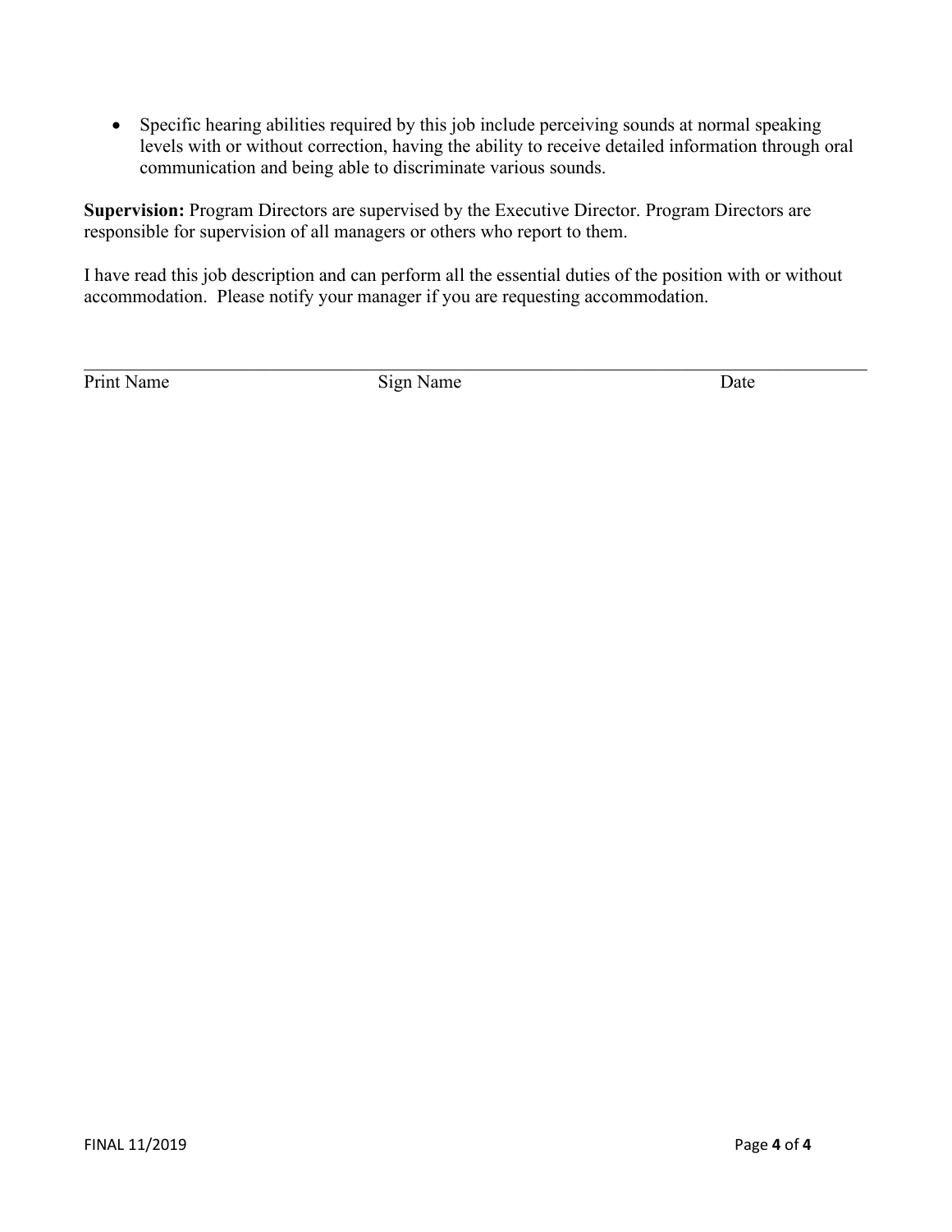- Specific hearing abilities required by this job include perceiving sounds at normal speaking levels with or without correction, having the ability to receive detailed information through oral communication and being able to discriminate various sounds.

**Supervision:** Program Directors are supervised by the Executive Director. Program Directors are responsible for supervision of all managers or others who report to them.

I have read this job description and can perform all the essential duties of the position with or without accommodation. Please notify your manager if you are requesting accommodation.

______________________________________________________________________________

Print Name　　　　　　　　　Sign Name　　　　　　　　　　　　Date

FINAL 11/2019